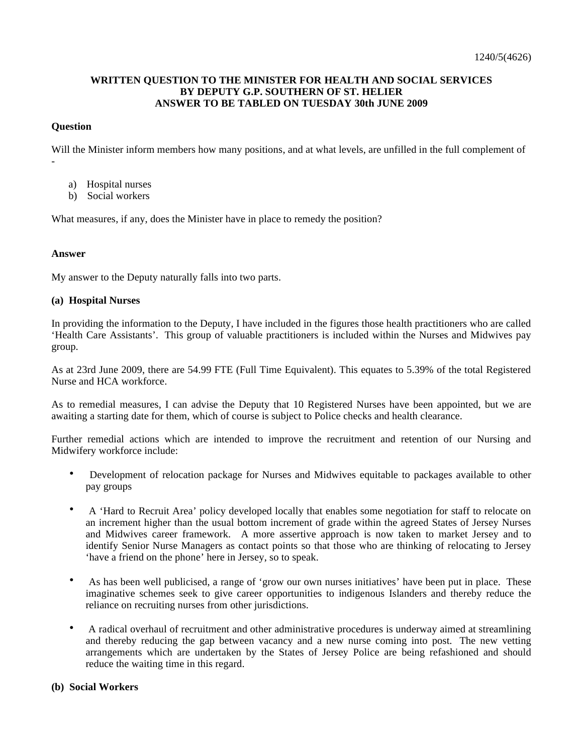1240/5(4626)

**WRITTEN QUESTION TO THE MINISTER FOR HEALTH AND SOCIAL SERVICES BY DEPUTY G.P. SOUTHERN OF ST. HELIER ANSWER TO BE TABLED ON TUESDAY 30th JUNE 2009**

**Question**

Will the Minister inform members how many positions, and at what levels, are unfilled in the full complement of -

a) Hospital nurses
b) Social workers

What measures, if any, does the Minister have in place to remedy the position?

**Answer**

My answer to the Deputy naturally falls into two parts.

**(a) Hospital Nurses**

In providing the information to the Deputy, I have included in the figures those health practitioners who are called 'Health Care Assistants'. This group of valuable practitioners is included within the Nurses and Midwives pay group.

As at 23rd June 2009, there are 54.99 FTE (Full Time Equivalent). This equates to 5.39% of the total Registered Nurse and HCA workforce.

As to remedial measures, I can advise the Deputy that 10 Registered Nurses have been appointed, but we are awaiting a starting date for them, which of course is subject to Police checks and health clearance.

Further remedial actions which are intended to improve the recruitment and retention of our Nursing and Midwifery workforce include:

- Development of relocation package for Nurses and Midwives equitable to packages available to other pay groups

- A 'Hard to Recruit Area' policy developed locally that enables some negotiation for staff to relocate on an increment higher than the usual bottom increment of grade within the agreed States of Jersey Nurses and Midwives career framework. A more assertive approach is now taken to market Jersey and to identify Senior Nurse Managers as contact points so that those who are thinking of relocating to Jersey 'have a friend on the phone' here in Jersey, so to speak.

- As has been well publicised, a range of 'grow our own nurses initiatives' have been put in place. These imaginative schemes seek to give career opportunities to indigenous Islanders and thereby reduce the reliance on recruiting nurses from other jurisdictions.

- A radical overhaul of recruitment and other administrative procedures is underway aimed at streamlining and thereby reducing the gap between vacancy and a new nurse coming into post. The new vetting arrangements which are undertaken by the States of Jersey Police are being refashioned and should reduce the waiting time in this regard.

**(b) Social Workers**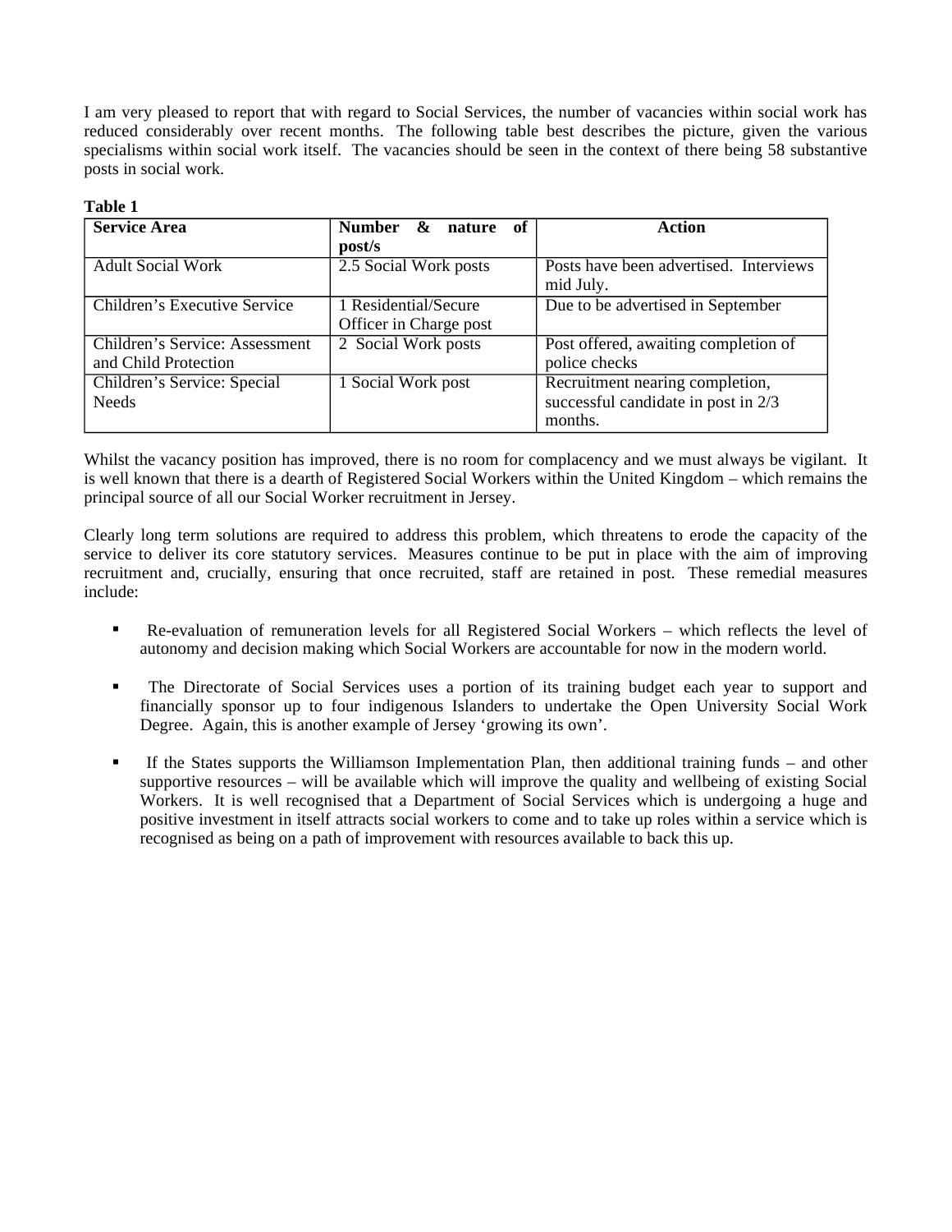I am very pleased to report that with regard to Social Services, the number of vacancies within social work has reduced considerably over recent months. The following table best describes the picture, given the various specialisms within social work itself. The vacancies should be seen in the context of there being 58 substantive posts in social work.

**Table 1**

| Service Area | Number & nature of post/s | Action |
|---|---|---|
| Adult Social Work | 2.5 Social Work posts | Posts have been advertised. Interviews mid July. |
| Children's Executive Service | 1 Residential/Secure Officer in Charge post | Due to be advertised in September |
| Children's Service: Assessment and Child Protection | 2 Social Work posts | Post offered, awaiting completion of police checks |
| Children's Service: Special Needs | 1 Social Work post | Recruitment nearing completion, successful candidate in post in 2/3 months. |

Whilst the vacancy position has improved, there is no room for complacency and we must always be vigilant. It is well known that there is a dearth of Registered Social Workers within the United Kingdom – which remains the principal source of all our Social Worker recruitment in Jersey.

Clearly long term solutions are required to address this problem, which threatens to erode the capacity of the service to deliver its core statutory services. Measures continue to be put in place with the aim of improving recruitment and, crucially, ensuring that once recruited, staff are retained in post. These remedial measures include:

- Re-evaluation of remuneration levels for all Registered Social Workers – which reflects the level of autonomy and decision making which Social Workers are accountable for now in the modern world.

- The Directorate of Social Services uses a portion of its training budget each year to support and financially sponsor up to four indigenous Islanders to undertake the Open University Social Work Degree. Again, this is another example of Jersey 'growing its own'.

- If the States supports the Williamson Implementation Plan, then additional training funds – and other supportive resources – will be available which will improve the quality and wellbeing of existing Social Workers. It is well recognised that a Department of Social Services which is undergoing a huge and positive investment in itself attracts social workers to come and to take up roles within a service which is recognised as being on a path of improvement with resources available to back this up.